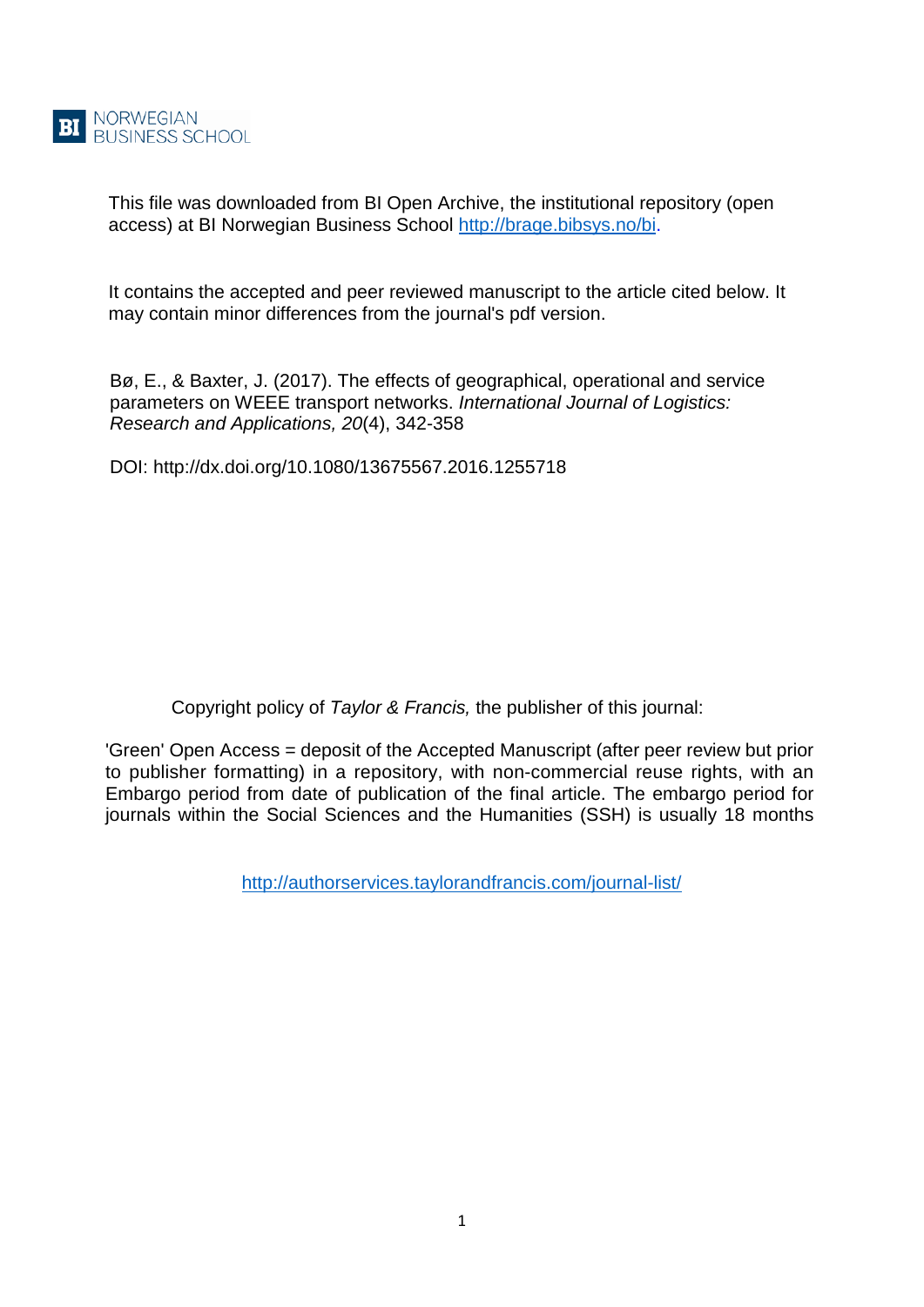NORWEGIAN BUSINESS SCHOOL

This file was downloaded from BI Open Archive, the institutional repository (open access) at BI Norwegian Business School http://brage.bibsys.no/bi.

It contains the accepted and peer reviewed manuscript to the article cited below. It may contain minor differences from the journal's pdf version.

Bø, E., & Baxter, J. (2017). The effects of geographical, operational and service parameters on WEEE transport networks. *International Journal of Logistics: Research and Applications, 20*(4), 342-358

DOI: http://dx.doi.org/10.1080/13675567.2016.1255718

Copyright policy of *Taylor & Francis,* the publisher of this journal:

'Green' Open Access = deposit of the Accepted Manuscript (after peer review but prior to publisher formatting) in a repository, with non-commercial reuse rights, with an Embargo period from date of publication of the final article. The embargo period for journals within the Social Sciences and the Humanities (SSH) is usually 18 months

http://authorservices.taylorandfrancis.com/journal-list/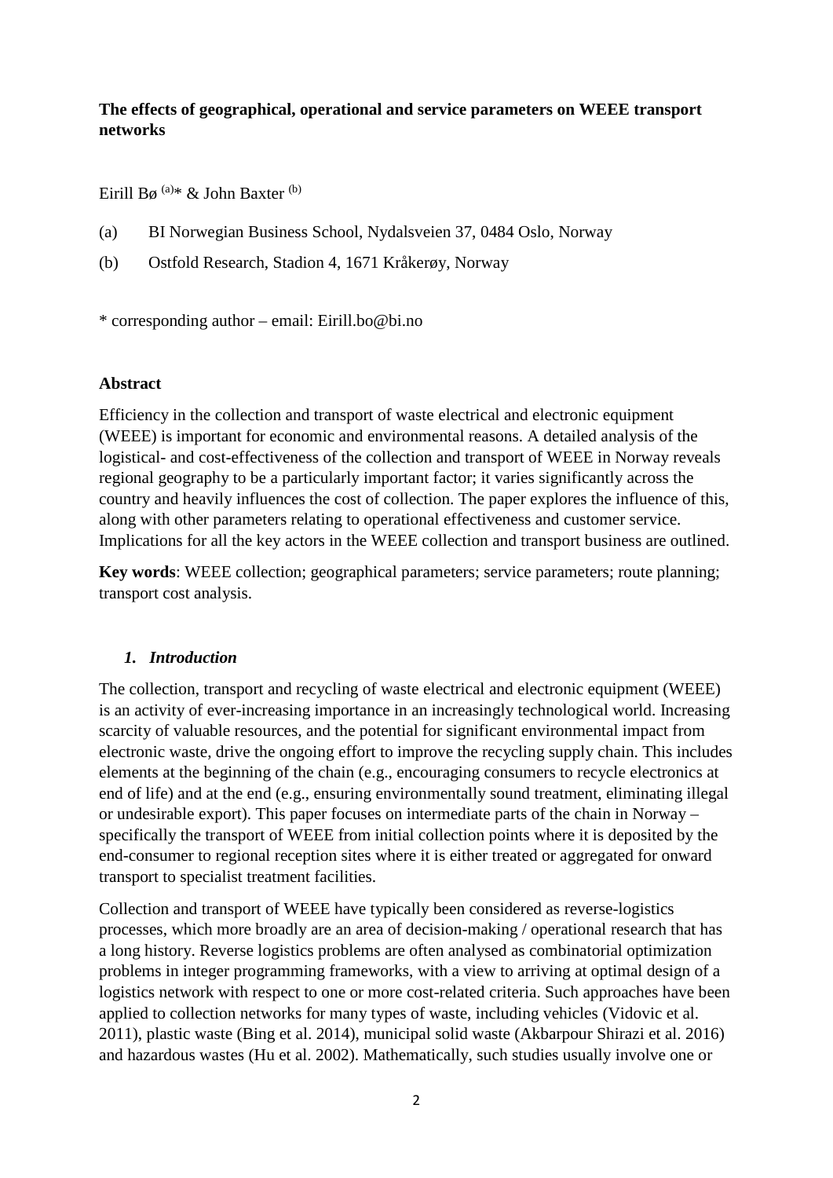**The effects of geographical, operational and service parameters on WEEE transport networks**

Eirill Bø [(a)]* & John Baxter [(b)]

(a) BI Norwegian Business School, Nydalsveien 37, 0484 Oslo, Norway

(b) Ostfold Research, Stadion 4, 1671 Kråkerøy, Norway

* corresponding author – email: Eirill.bo@bi.no

**Abstract**

Efficiency in the collection and transport of waste electrical and electronic equipment (WEEE) is important for economic and environmental reasons. A detailed analysis of the logistical- and cost-effectiveness of the collection and transport of WEEE in Norway reveals regional geography to be a particularly important factor; it varies significantly across the country and heavily influences the cost of collection. The paper explores the influence of this, along with other parameters relating to operational effectiveness and customer service. Implications for all the key actors in the WEEE collection and transport business are outlined.

**Key words**: WEEE collection; geographical parameters; service parameters; route planning; transport cost analysis.

## *1. Introduction*

The collection, transport and recycling of waste electrical and electronic equipment (WEEE) is an activity of ever-increasing importance in an increasingly technological world. Increasing scarcity of valuable resources, and the potential for significant environmental impact from electronic waste, drive the ongoing effort to improve the recycling supply chain. This includes elements at the beginning of the chain (e.g., encouraging consumers to recycle electronics at end of life) and at the end (e.g., ensuring environmentally sound treatment, eliminating illegal or undesirable export). This paper focuses on intermediate parts of the chain in Norway – specifically the transport of WEEE from initial collection points where it is deposited by the end-consumer to regional reception sites where it is either treated or aggregated for onward transport to specialist treatment facilities.

Collection and transport of WEEE have typically been considered as reverse-logistics processes, which more broadly are an area of decision-making / operational research that has a long history. Reverse logistics problems are often analysed as combinatorial optimization problems in integer programming frameworks, with a view to arriving at optimal design of a logistics network with respect to one or more cost-related criteria. Such approaches have been applied to collection networks for many types of waste, including vehicles (Vidovic et al. 2011), plastic waste (Bing et al. 2014), municipal solid waste (Akbarpour Shirazi et al. 2016) and hazardous wastes (Hu et al. 2002). Mathematically, such studies usually involve one or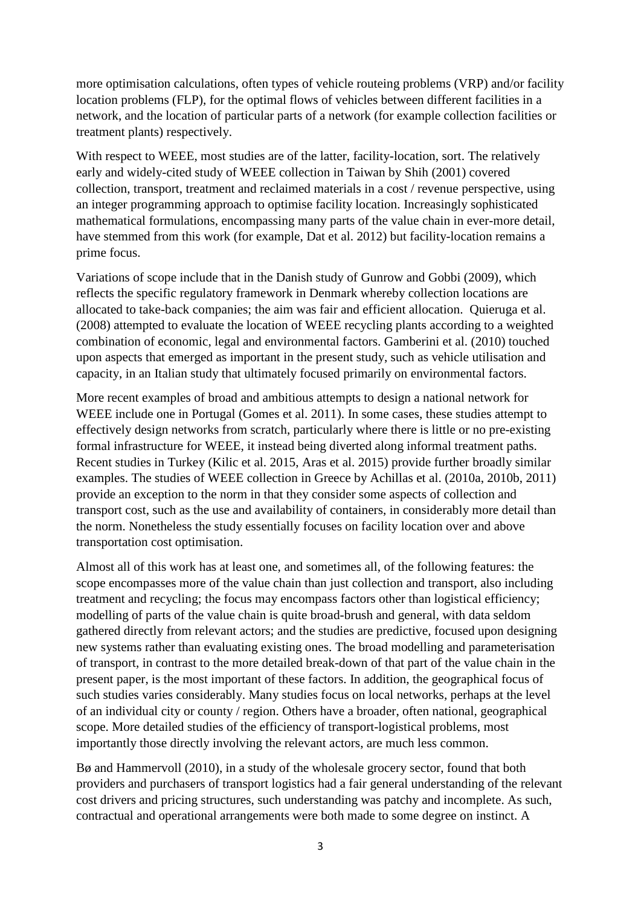more optimisation calculations, often types of vehicle routeing problems (VRP) and/or facility location problems (FLP), for the optimal flows of vehicles between different facilities in a network, and the location of particular parts of a network (for example collection facilities or treatment plants) respectively.

With respect to WEEE, most studies are of the latter, facility-location, sort. The relatively early and widely-cited study of WEEE collection in Taiwan by Shih (2001) covered collection, transport, treatment and reclaimed materials in a cost / revenue perspective, using an integer programming approach to optimise facility location. Increasingly sophisticated mathematical formulations, encompassing many parts of the value chain in ever-more detail, have stemmed from this work (for example, Dat et al. 2012) but facility-location remains a prime focus.

Variations of scope include that in the Danish study of Gunrow and Gobbi (2009), which reflects the specific regulatory framework in Denmark whereby collection locations are allocated to take-back companies; the aim was fair and efficient allocation. Quieruga et al. (2008) attempted to evaluate the location of WEEE recycling plants according to a weighted combination of economic, legal and environmental factors. Gamberini et al. (2010) touched upon aspects that emerged as important in the present study, such as vehicle utilisation and capacity, in an Italian study that ultimately focused primarily on environmental factors.

More recent examples of broad and ambitious attempts to design a national network for WEEE include one in Portugal (Gomes et al. 2011). In some cases, these studies attempt to effectively design networks from scratch, particularly where there is little or no pre-existing formal infrastructure for WEEE, it instead being diverted along informal treatment paths. Recent studies in Turkey (Kilic et al. 2015, Aras et al. 2015) provide further broadly similar examples. The studies of WEEE collection in Greece by Achillas et al. (2010a, 2010b, 2011) provide an exception to the norm in that they consider some aspects of collection and transport cost, such as the use and availability of containers, in considerably more detail than the norm. Nonetheless the study essentially focuses on facility location over and above transportation cost optimisation.

Almost all of this work has at least one, and sometimes all, of the following features: the scope encompasses more of the value chain than just collection and transport, also including treatment and recycling; the focus may encompass factors other than logistical efficiency; modelling of parts of the value chain is quite broad-brush and general, with data seldom gathered directly from relevant actors; and the studies are predictive, focused upon designing new systems rather than evaluating existing ones. The broad modelling and parameterisation of transport, in contrast to the more detailed break-down of that part of the value chain in the present paper, is the most important of these factors. In addition, the geographical focus of such studies varies considerably. Many studies focus on local networks, perhaps at the level of an individual city or county / region. Others have a broader, often national, geographical scope. More detailed studies of the efficiency of transport-logistical problems, most importantly those directly involving the relevant actors, are much less common.

Bø and Hammervoll (2010), in a study of the wholesale grocery sector, found that both providers and purchasers of transport logistics had a fair general understanding of the relevant cost drivers and pricing structures, such understanding was patchy and incomplete. As such, contractual and operational arrangements were both made to some degree on instinct. A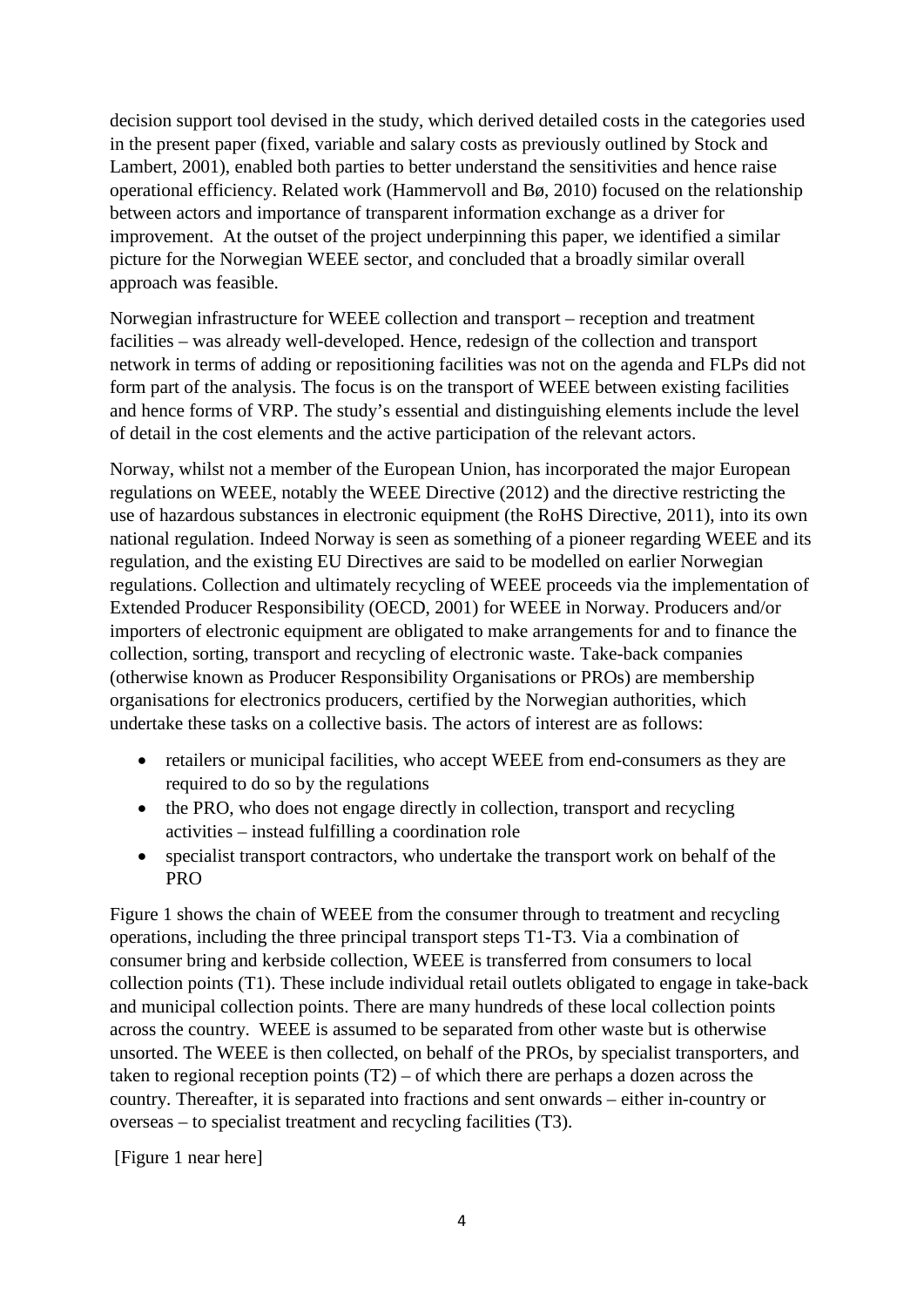decision support tool devised in the study, which derived detailed costs in the categories used in the present paper (fixed, variable and salary costs as previously outlined by Stock and Lambert, 2001), enabled both parties to better understand the sensitivities and hence raise operational efficiency. Related work (Hammervoll and Bø, 2010) focused on the relationship between actors and importance of transparent information exchange as a driver for improvement. At the outset of the project underpinning this paper, we identified a similar picture for the Norwegian WEEE sector, and concluded that a broadly similar overall approach was feasible.

Norwegian infrastructure for WEEE collection and transport – reception and treatment facilities – was already well-developed. Hence, redesign of the collection and transport network in terms of adding or repositioning facilities was not on the agenda and FLPs did not form part of the analysis. The focus is on the transport of WEEE between existing facilities and hence forms of VRP. The study's essential and distinguishing elements include the level of detail in the cost elements and the active participation of the relevant actors.

Norway, whilst not a member of the European Union, has incorporated the major European regulations on WEEE, notably the WEEE Directive (2012) and the directive restricting the use of hazardous substances in electronic equipment (the RoHS Directive, 2011), into its own national regulation. Indeed Norway is seen as something of a pioneer regarding WEEE and its regulation, and the existing EU Directives are said to be modelled on earlier Norwegian regulations. Collection and ultimately recycling of WEEE proceeds via the implementation of Extended Producer Responsibility (OECD, 2001) for WEEE in Norway. Producers and/or importers of electronic equipment are obligated to make arrangements for and to finance the collection, sorting, transport and recycling of electronic waste. Take-back companies (otherwise known as Producer Responsibility Organisations or PROs) are membership organisations for electronics producers, certified by the Norwegian authorities, which undertake these tasks on a collective basis. The actors of interest are as follows:

- retailers or municipal facilities, who accept WEEE from end-consumers as they are required to do so by the regulations
- the PRO, who does not engage directly in collection, transport and recycling activities – instead fulfilling a coordination role
- specialist transport contractors, who undertake the transport work on behalf of the PRO

Figure 1 shows the chain of WEEE from the consumer through to treatment and recycling operations, including the three principal transport steps T1-T3. Via a combination of consumer bring and kerbside collection, WEEE is transferred from consumers to local collection points (T1). These include individual retail outlets obligated to engage in take-back and municipal collection points. There are many hundreds of these local collection points across the country. WEEE is assumed to be separated from other waste but is otherwise unsorted. The WEEE is then collected, on behalf of the PROs, by specialist transporters, and taken to regional reception points (T2) – of which there are perhaps a dozen across the country. Thereafter, it is separated into fractions and sent onwards – either in-country or overseas – to specialist treatment and recycling facilities (T3).

[Figure 1 near here]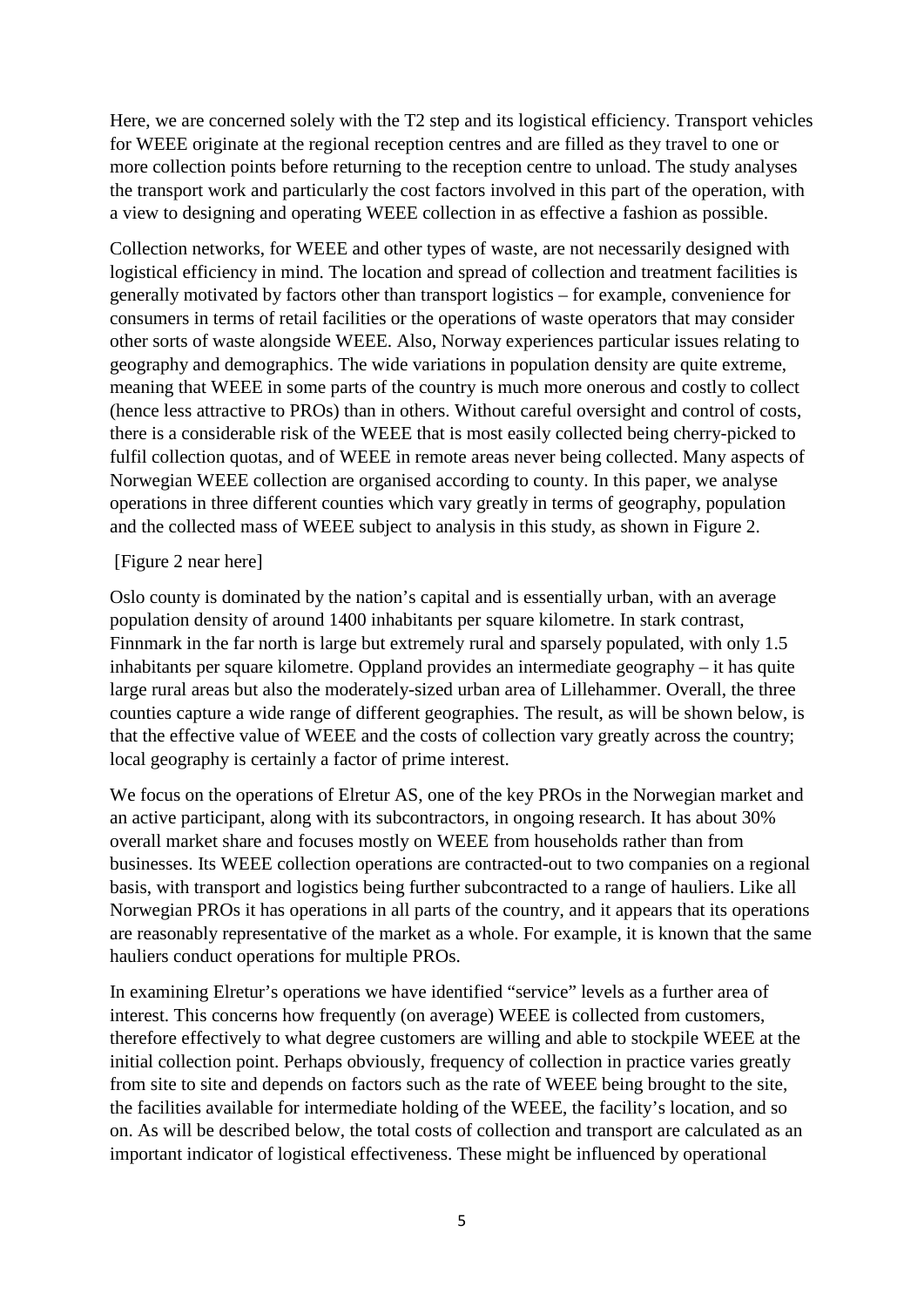Here, we are concerned solely with the T2 step and its logistical efficiency. Transport vehicles for WEEE originate at the regional reception centres and are filled as they travel to one or more collection points before returning to the reception centre to unload. The study analyses the transport work and particularly the cost factors involved in this part of the operation, with a view to designing and operating WEEE collection in as effective a fashion as possible.

Collection networks, for WEEE and other types of waste, are not necessarily designed with logistical efficiency in mind. The location and spread of collection and treatment facilities is generally motivated by factors other than transport logistics – for example, convenience for consumers in terms of retail facilities or the operations of waste operators that may consider other sorts of waste alongside WEEE. Also, Norway experiences particular issues relating to geography and demographics. The wide variations in population density are quite extreme, meaning that WEEE in some parts of the country is much more onerous and costly to collect (hence less attractive to PROs) than in others. Without careful oversight and control of costs, there is a considerable risk of the WEEE that is most easily collected being cherry-picked to fulfil collection quotas, and of WEEE in remote areas never being collected. Many aspects of Norwegian WEEE collection are organised according to county. In this paper, we analyse operations in three different counties which vary greatly in terms of geography, population and the collected mass of WEEE subject to analysis in this study, as shown in Figure 2.

[Figure 2 near here]

Oslo county is dominated by the nation's capital and is essentially urban, with an average population density of around 1400 inhabitants per square kilometre. In stark contrast, Finnmark in the far north is large but extremely rural and sparsely populated, with only 1.5 inhabitants per square kilometre. Oppland provides an intermediate geography – it has quite large rural areas but also the moderately-sized urban area of Lillehammer. Overall, the three counties capture a wide range of different geographies. The result, as will be shown below, is that the effective value of WEEE and the costs of collection vary greatly across the country; local geography is certainly a factor of prime interest.

We focus on the operations of Elretur AS, one of the key PROs in the Norwegian market and an active participant, along with its subcontractors, in ongoing research. It has about 30% overall market share and focuses mostly on WEEE from households rather than from businesses. Its WEEE collection operations are contracted-out to two companies on a regional basis, with transport and logistics being further subcontracted to a range of hauliers. Like all Norwegian PROs it has operations in all parts of the country, and it appears that its operations are reasonably representative of the market as a whole. For example, it is known that the same hauliers conduct operations for multiple PROs.

In examining Elretur's operations we have identified "service" levels as a further area of interest. This concerns how frequently (on average) WEEE is collected from customers, therefore effectively to what degree customers are willing and able to stockpile WEEE at the initial collection point. Perhaps obviously, frequency of collection in practice varies greatly from site to site and depends on factors such as the rate of WEEE being brought to the site, the facilities available for intermediate holding of the WEEE, the facility's location, and so on. As will be described below, the total costs of collection and transport are calculated as an important indicator of logistical effectiveness. These might be influenced by operational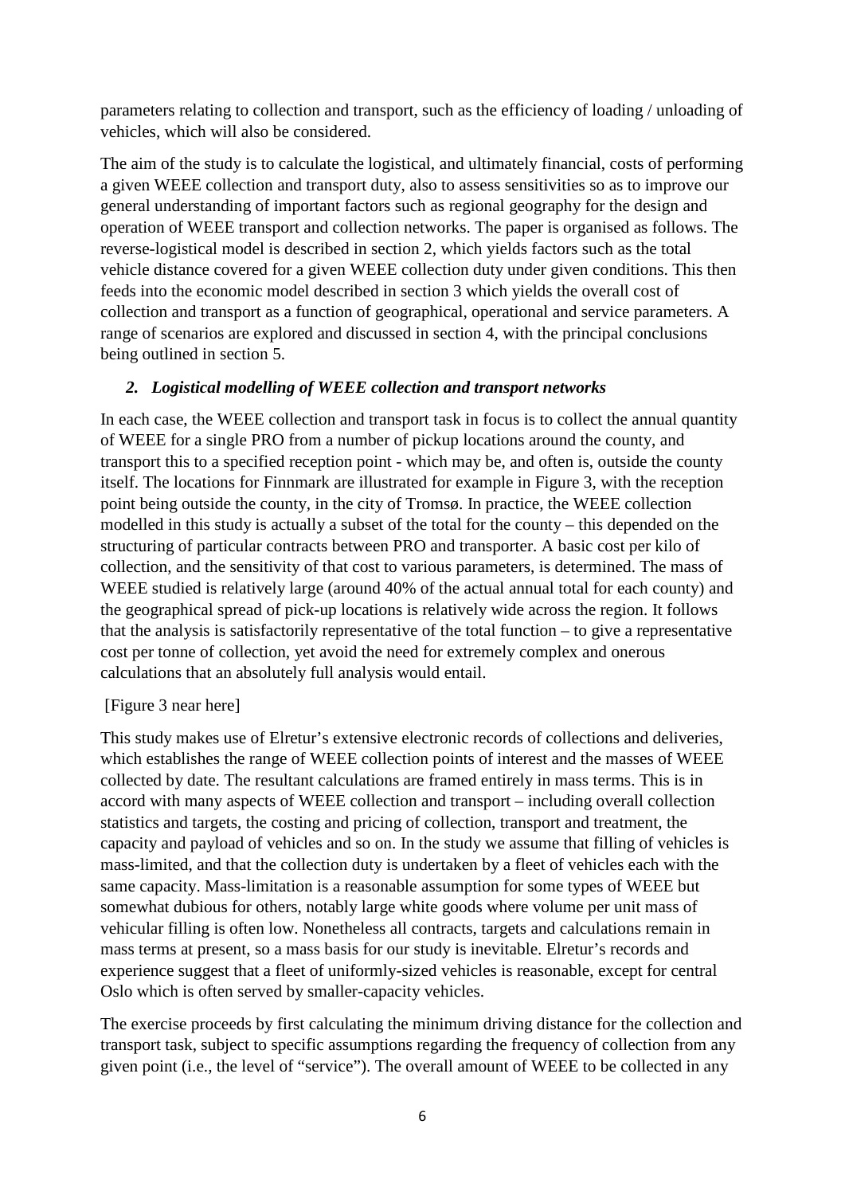parameters relating to collection and transport, such as the efficiency of loading / unloading of vehicles, which will also be considered.

The aim of the study is to calculate the logistical, and ultimately financial, costs of performing a given WEEE collection and transport duty, also to assess sensitivities so as to improve our general understanding of important factors such as regional geography for the design and operation of WEEE transport and collection networks. The paper is organised as follows. The reverse-logistical model is described in section 2, which yields factors such as the total vehicle distance covered for a given WEEE collection duty under given conditions. This then feeds into the economic model described in section 3 which yields the overall cost of collection and transport as a function of geographical, operational and service parameters. A range of scenarios are explored and discussed in section 4, with the principal conclusions being outlined in section 5.

## *2. Logistical modelling of WEEE collection and transport networks*

In each case, the WEEE collection and transport task in focus is to collect the annual quantity of WEEE for a single PRO from a number of pickup locations around the county, and transport this to a specified reception point - which may be, and often is, outside the county itself. The locations for Finnmark are illustrated for example in Figure 3, with the reception point being outside the county, in the city of Tromsø. In practice, the WEEE collection modelled in this study is actually a subset of the total for the county – this depended on the structuring of particular contracts between PRO and transporter. A basic cost per kilo of collection, and the sensitivity of that cost to various parameters, is determined. The mass of WEEE studied is relatively large (around 40% of the actual annual total for each county) and the geographical spread of pick-up locations is relatively wide across the region. It follows that the analysis is satisfactorily representative of the total function – to give a representative cost per tonne of collection, yet avoid the need for extremely complex and onerous calculations that an absolutely full analysis would entail.

[Figure 3 near here]

This study makes use of Elretur's extensive electronic records of collections and deliveries, which establishes the range of WEEE collection points of interest and the masses of WEEE collected by date. The resultant calculations are framed entirely in mass terms. This is in accord with many aspects of WEEE collection and transport – including overall collection statistics and targets, the costing and pricing of collection, transport and treatment, the capacity and payload of vehicles and so on. In the study we assume that filling of vehicles is mass-limited, and that the collection duty is undertaken by a fleet of vehicles each with the same capacity. Mass-limitation is a reasonable assumption for some types of WEEE but somewhat dubious for others, notably large white goods where volume per unit mass of vehicular filling is often low. Nonetheless all contracts, targets and calculations remain in mass terms at present, so a mass basis for our study is inevitable. Elretur's records and experience suggest that a fleet of uniformly-sized vehicles is reasonable, except for central Oslo which is often served by smaller-capacity vehicles.

The exercise proceeds by first calculating the minimum driving distance for the collection and transport task, subject to specific assumptions regarding the frequency of collection from any given point (i.e., the level of "service"). The overall amount of WEEE to be collected in any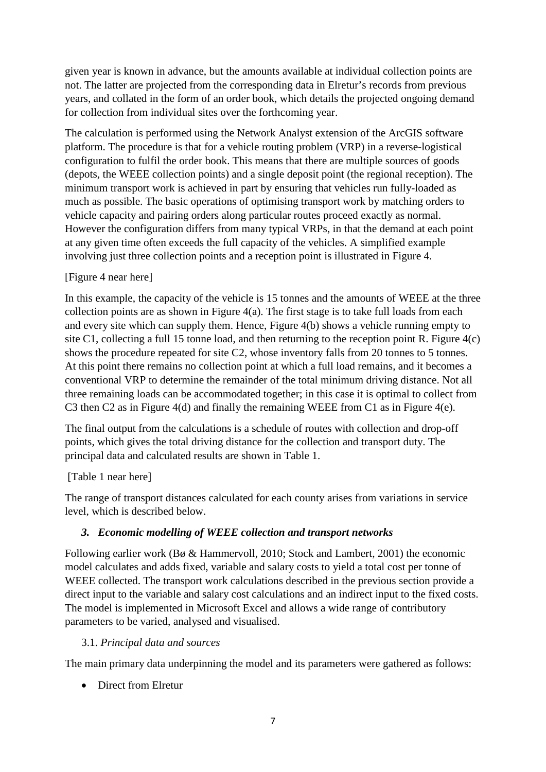given year is known in advance, but the amounts available at individual collection points are not. The latter are projected from the corresponding data in Elretur's records from previous years, and collated in the form of an order book, which details the projected ongoing demand for collection from individual sites over the forthcoming year.

The calculation is performed using the Network Analyst extension of the ArcGIS software platform. The procedure is that for a vehicle routing problem (VRP) in a reverse-logistical configuration to fulfil the order book. This means that there are multiple sources of goods (depots, the WEEE collection points) and a single deposit point (the regional reception). The minimum transport work is achieved in part by ensuring that vehicles run fully-loaded as much as possible. The basic operations of optimising transport work by matching orders to vehicle capacity and pairing orders along particular routes proceed exactly as normal. However the configuration differs from many typical VRPs, in that the demand at each point at any given time often exceeds the full capacity of the vehicles. A simplified example involving just three collection points and a reception point is illustrated in Figure 4.

[Figure 4 near here]

In this example, the capacity of the vehicle is 15 tonnes and the amounts of WEEE at the three collection points are as shown in Figure 4(a). The first stage is to take full loads from each and every site which can supply them. Hence, Figure 4(b) shows a vehicle running empty to site C1, collecting a full 15 tonne load, and then returning to the reception point R. Figure 4(c) shows the procedure repeated for site C2, whose inventory falls from 20 tonnes to 5 tonnes. At this point there remains no collection point at which a full load remains, and it becomes a conventional VRP to determine the remainder of the total minimum driving distance. Not all three remaining loads can be accommodated together; in this case it is optimal to collect from C3 then C2 as in Figure 4(d) and finally the remaining WEEE from C1 as in Figure 4(e).

The final output from the calculations is a schedule of routes with collection and drop-off points, which gives the total driving distance for the collection and transport duty. The principal data and calculated results are shown in Table 1.

[Table 1 near here]

The range of transport distances calculated for each county arises from variations in service level, which is described below.

## *3. Economic modelling of WEEE collection and transport networks*

Following earlier work (Bø & Hammervoll, 2010; Stock and Lambert, 2001) the economic model calculates and adds fixed, variable and salary costs to yield a total cost per tonne of WEEE collected. The transport work calculations described in the previous section provide a direct input to the variable and salary cost calculations and an indirect input to the fixed costs. The model is implemented in Microsoft Excel and allows a wide range of contributory parameters to be varied, analysed and visualised.

### 3.1. *Principal data and sources*

The main primary data underpinning the model and its parameters were gathered as follows:

- Direct from Elretur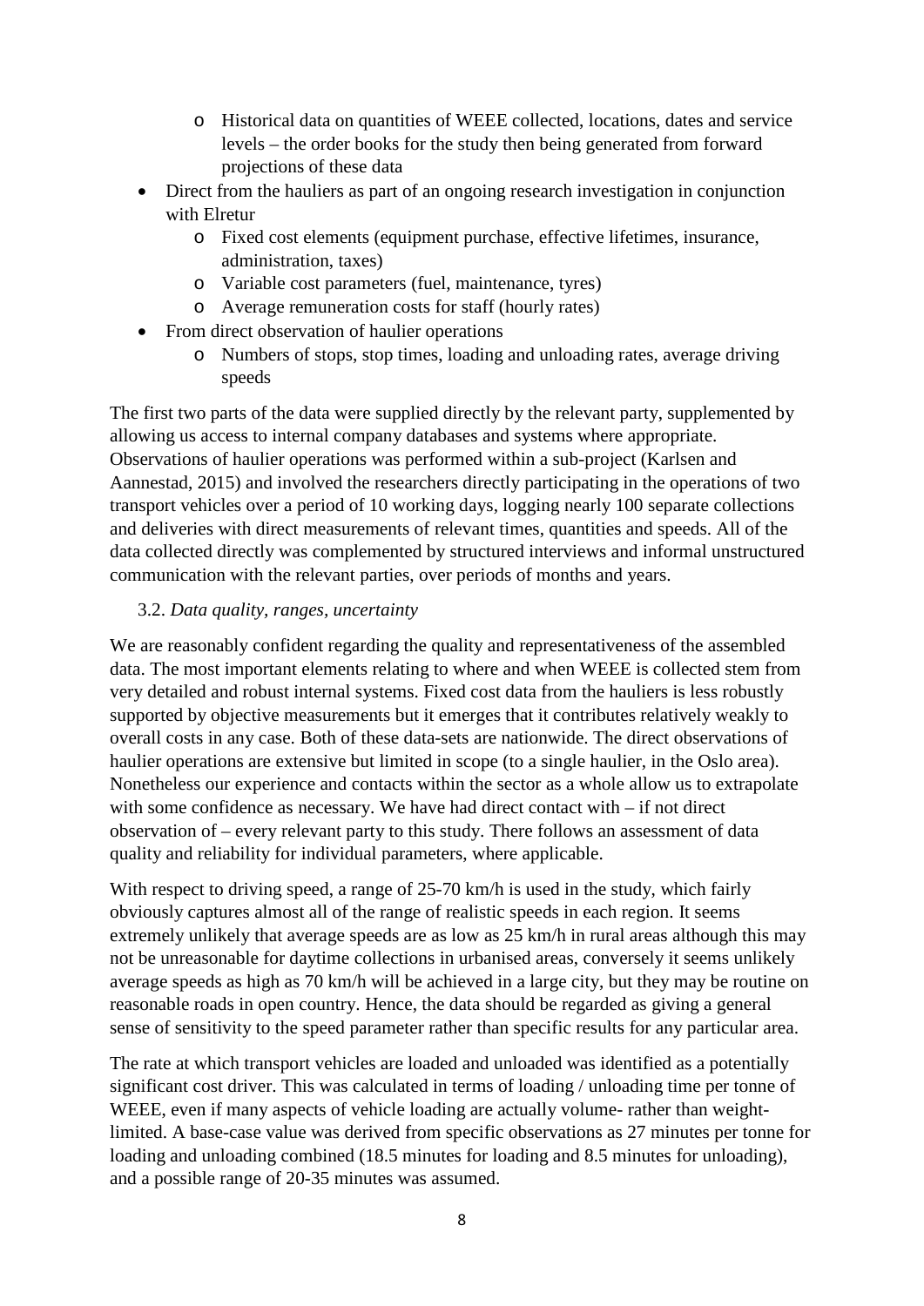- Historical data on quantities of WEEE collected, locations, dates and service levels – the order books for the study then being generated from forward projections of these data
- Direct from the hauliers as part of an ongoing research investigation in conjunction with Elretur
    - Fixed cost elements (equipment purchase, effective lifetimes, insurance, administration, taxes)
    - Variable cost parameters (fuel, maintenance, tyres)
    - Average remuneration costs for staff (hourly rates)
- From direct observation of haulier operations
    - Numbers of stops, stop times, loading and unloading rates, average driving speeds

The first two parts of the data were supplied directly by the relevant party, supplemented by allowing us access to internal company databases and systems where appropriate. Observations of haulier operations was performed within a sub-project (Karlsen and Aannestad, 2015) and involved the researchers directly participating in the operations of two transport vehicles over a period of 10 working days, logging nearly 100 separate collections and deliveries with direct measurements of relevant times, quantities and speeds. All of the data collected directly was complemented by structured interviews and informal unstructured communication with the relevant parties, over periods of months and years.

### 3.2. *Data quality, ranges, uncertainty*

We are reasonably confident regarding the quality and representativeness of the assembled data. The most important elements relating to where and when WEEE is collected stem from very detailed and robust internal systems. Fixed cost data from the hauliers is less robustly supported by objective measurements but it emerges that it contributes relatively weakly to overall costs in any case. Both of these data-sets are nationwide. The direct observations of haulier operations are extensive but limited in scope (to a single haulier, in the Oslo area). Nonetheless our experience and contacts within the sector as a whole allow us to extrapolate with some confidence as necessary. We have had direct contact with – if not direct observation of – every relevant party to this study. There follows an assessment of data quality and reliability for individual parameters, where applicable.

With respect to driving speed, a range of 25-70 km/h is used in the study, which fairly obviously captures almost all of the range of realistic speeds in each region. It seems extremely unlikely that average speeds are as low as 25 km/h in rural areas although this may not be unreasonable for daytime collections in urbanised areas, conversely it seems unlikely average speeds as high as 70 km/h will be achieved in a large city, but they may be routine on reasonable roads in open country. Hence, the data should be regarded as giving a general sense of sensitivity to the speed parameter rather than specific results for any particular area.

The rate at which transport vehicles are loaded and unloaded was identified as a potentially significant cost driver. This was calculated in terms of loading / unloading time per tonne of WEEE, even if many aspects of vehicle loading are actually volume- rather than weight-limited. A base-case value was derived from specific observations as 27 minutes per tonne for loading and unloading combined (18.5 minutes for loading and 8.5 minutes for unloading), and a possible range of 20-35 minutes was assumed.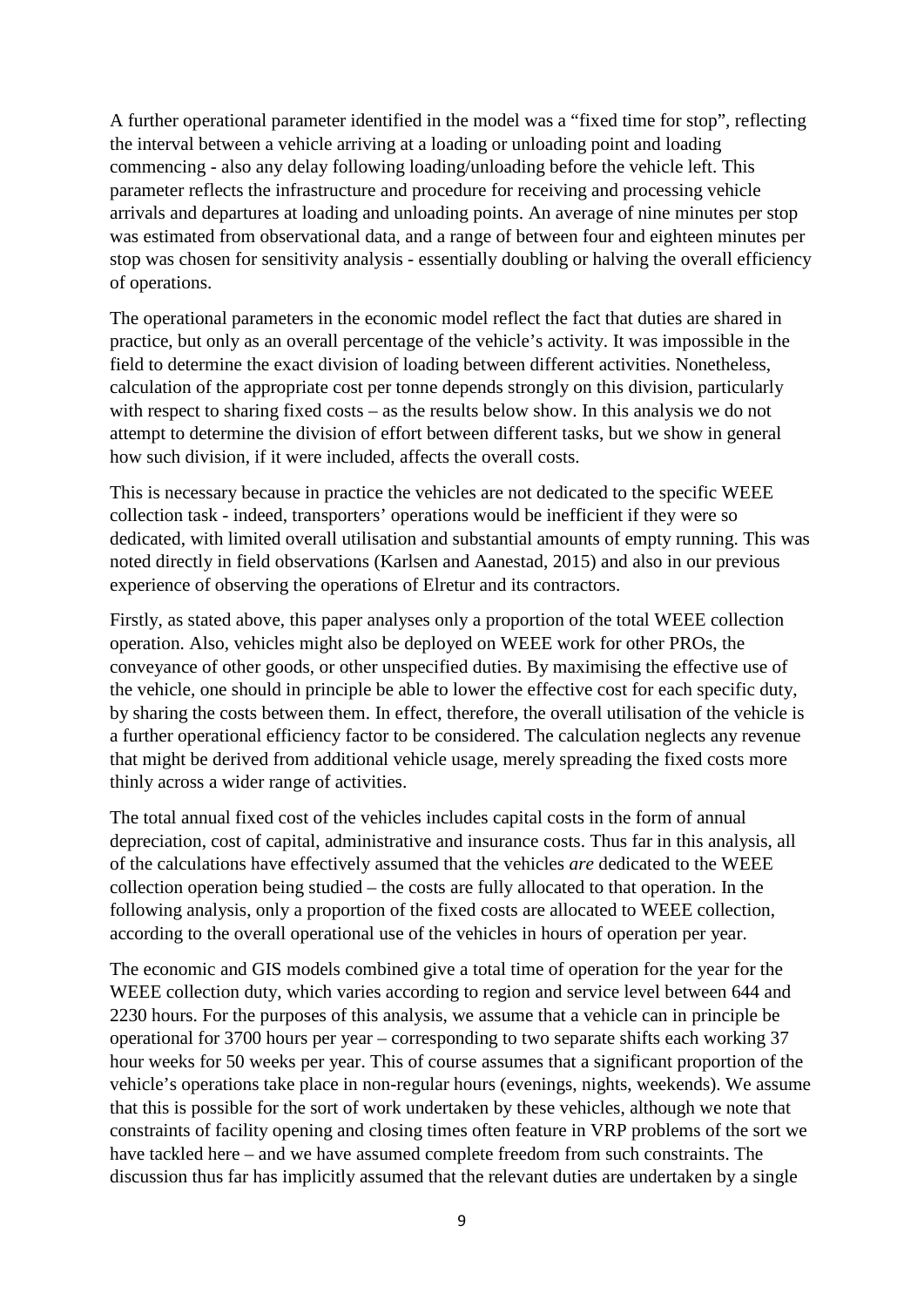A further operational parameter identified in the model was a "fixed time for stop", reflecting the interval between a vehicle arriving at a loading or unloading point and loading commencing - also any delay following loading/unloading before the vehicle left. This parameter reflects the infrastructure and procedure for receiving and processing vehicle arrivals and departures at loading and unloading points. An average of nine minutes per stop was estimated from observational data, and a range of between four and eighteen minutes per stop was chosen for sensitivity analysis - essentially doubling or halving the overall efficiency of operations.

The operational parameters in the economic model reflect the fact that duties are shared in practice, but only as an overall percentage of the vehicle's activity. It was impossible in the field to determine the exact division of loading between different activities. Nonetheless, calculation of the appropriate cost per tonne depends strongly on this division, particularly with respect to sharing fixed costs – as the results below show. In this analysis we do not attempt to determine the division of effort between different tasks, but we show in general how such division, if it were included, affects the overall costs.

This is necessary because in practice the vehicles are not dedicated to the specific WEEE collection task - indeed, transporters' operations would be inefficient if they were so dedicated, with limited overall utilisation and substantial amounts of empty running. This was noted directly in field observations (Karlsen and Aanestad, 2015) and also in our previous experience of observing the operations of Elretur and its contractors.

Firstly, as stated above, this paper analyses only a proportion of the total WEEE collection operation. Also, vehicles might also be deployed on WEEE work for other PROs, the conveyance of other goods, or other unspecified duties. By maximising the effective use of the vehicle, one should in principle be able to lower the effective cost for each specific duty, by sharing the costs between them. In effect, therefore, the overall utilisation of the vehicle is a further operational efficiency factor to be considered. The calculation neglects any revenue that might be derived from additional vehicle usage, merely spreading the fixed costs more thinly across a wider range of activities.

The total annual fixed cost of the vehicles includes capital costs in the form of annual depreciation, cost of capital, administrative and insurance costs. Thus far in this analysis, all of the calculations have effectively assumed that the vehicles *are* dedicated to the WEEE collection operation being studied – the costs are fully allocated to that operation. In the following analysis, only a proportion of the fixed costs are allocated to WEEE collection, according to the overall operational use of the vehicles in hours of operation per year.

The economic and GIS models combined give a total time of operation for the year for the WEEE collection duty, which varies according to region and service level between 644 and 2230 hours. For the purposes of this analysis, we assume that a vehicle can in principle be operational for 3700 hours per year – corresponding to two separate shifts each working 37 hour weeks for 50 weeks per year. This of course assumes that a significant proportion of the vehicle's operations take place in non-regular hours (evenings, nights, weekends). We assume that this is possible for the sort of work undertaken by these vehicles, although we note that constraints of facility opening and closing times often feature in VRP problems of the sort we have tackled here – and we have assumed complete freedom from such constraints. The discussion thus far has implicitly assumed that the relevant duties are undertaken by a single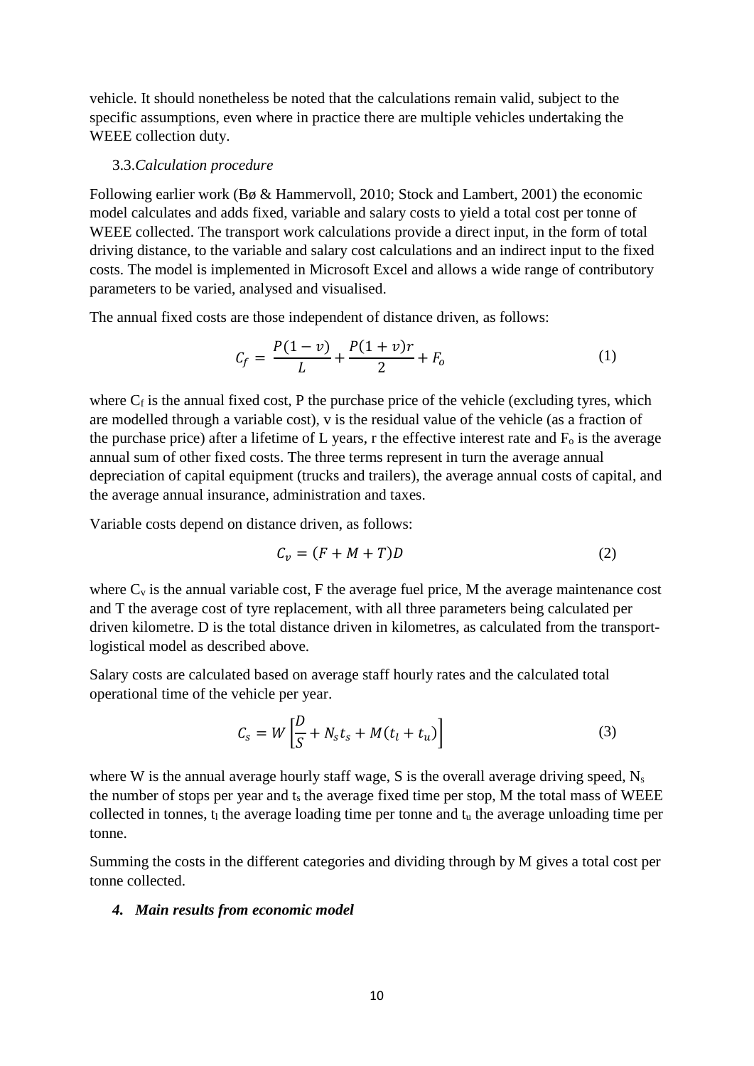vehicle. It should nonetheless be noted that the calculations remain valid, subject to the specific assumptions, even where in practice there are multiple vehicles undertaking the WEEE collection duty.

### 3.3. *Calculation procedure*

Following earlier work (Bø & Hammervoll, 2010; Stock and Lambert, 2001) the economic model calculates and adds fixed, variable and salary costs to yield a total cost per tonne of WEEE collected. The transport work calculations provide a direct input, in the form of total driving distance, to the variable and salary cost calculations and an indirect input to the fixed costs. The model is implemented in Microsoft Excel and allows a wide range of contributory parameters to be varied, analysed and visualised.

The annual fixed costs are those independent of distance driven, as follows:

$$C_f = \frac{P(1-v)}{L} + \frac{P(1+v)r}{2} + F_o \tag{1}$$

where $C_f$ is the annual fixed cost, P the purchase price of the vehicle (excluding tyres, which are modelled through a variable cost), v is the residual value of the vehicle (as a fraction of the purchase price) after a lifetime of L years, r the effective interest rate and $F_o$ is the average annual sum of other fixed costs. The three terms represent in turn the average annual depreciation of capital equipment (trucks and trailers), the average annual costs of capital, and the average annual insurance, administration and taxes.

Variable costs depend on distance driven, as follows:

$$C_v = (F + M + T)D \tag{2}$$

where $C_v$ is the annual variable cost, F the average fuel price, M the average maintenance cost and T the average cost of tyre replacement, with all three parameters being calculated per driven kilometre. D is the total distance driven in kilometres, as calculated from the transport-logistical model as described above.

Salary costs are calculated based on average staff hourly rates and the calculated total operational time of the vehicle per year.

$$C_s = W\left[\frac{D}{S} + N_s t_s + M(t_l + t_u)\right] \tag{3}$$

where W is the annual average hourly staff wage, S is the overall average driving speed, $N_s$ the number of stops per year and $t_s$ the average fixed time per stop, M the total mass of WEEE collected in tonnes, $t_l$ the average loading time per tonne and $t_u$ the average unloading time per tonne.

Summing the costs in the different categories and dividing through by M gives a total cost per tonne collected.

## 4. *Main results from economic model*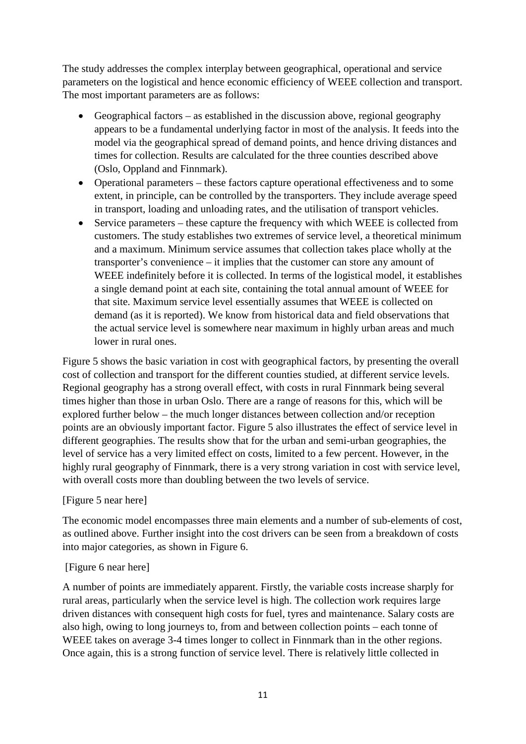The study addresses the complex interplay between geographical, operational and service parameters on the logistical and hence economic efficiency of WEEE collection and transport. The most important parameters are as follows:

- Geographical factors – as established in the discussion above, regional geography appears to be a fundamental underlying factor in most of the analysis. It feeds into the model via the geographical spread of demand points, and hence driving distances and times for collection. Results are calculated for the three counties described above (Oslo, Oppland and Finnmark).
- Operational parameters – these factors capture operational effectiveness and to some extent, in principle, can be controlled by the transporters. They include average speed in transport, loading and unloading rates, and the utilisation of transport vehicles.
- Service parameters – these capture the frequency with which WEEE is collected from customers. The study establishes two extremes of service level, a theoretical minimum and a maximum. Minimum service assumes that collection takes place wholly at the transporter's convenience – it implies that the customer can store any amount of WEEE indefinitely before it is collected. In terms of the logistical model, it establishes a single demand point at each site, containing the total annual amount of WEEE for that site. Maximum service level essentially assumes that WEEE is collected on demand (as it is reported). We know from historical data and field observations that the actual service level is somewhere near maximum in highly urban areas and much lower in rural ones.

Figure 5 shows the basic variation in cost with geographical factors, by presenting the overall cost of collection and transport for the different counties studied, at different service levels. Regional geography has a strong overall effect, with costs in rural Finnmark being several times higher than those in urban Oslo. There are a range of reasons for this, which will be explored further below – the much longer distances between collection and/or reception points are an obviously important factor. Figure 5 also illustrates the effect of service level in different geographies. The results show that for the urban and semi-urban geographies, the level of service has a very limited effect on costs, limited to a few percent. However, in the highly rural geography of Finnmark, there is a very strong variation in cost with service level, with overall costs more than doubling between the two levels of service.

[Figure 5 near here]

The economic model encompasses three main elements and a number of sub-elements of cost, as outlined above. Further insight into the cost drivers can be seen from a breakdown of costs into major categories, as shown in Figure 6.

[Figure 6 near here]

A number of points are immediately apparent. Firstly, the variable costs increase sharply for rural areas, particularly when the service level is high. The collection work requires large driven distances with consequent high costs for fuel, tyres and maintenance. Salary costs are also high, owing to long journeys to, from and between collection points – each tonne of WEEE takes on average 3-4 times longer to collect in Finnmark than in the other regions. Once again, this is a strong function of service level. There is relatively little collected in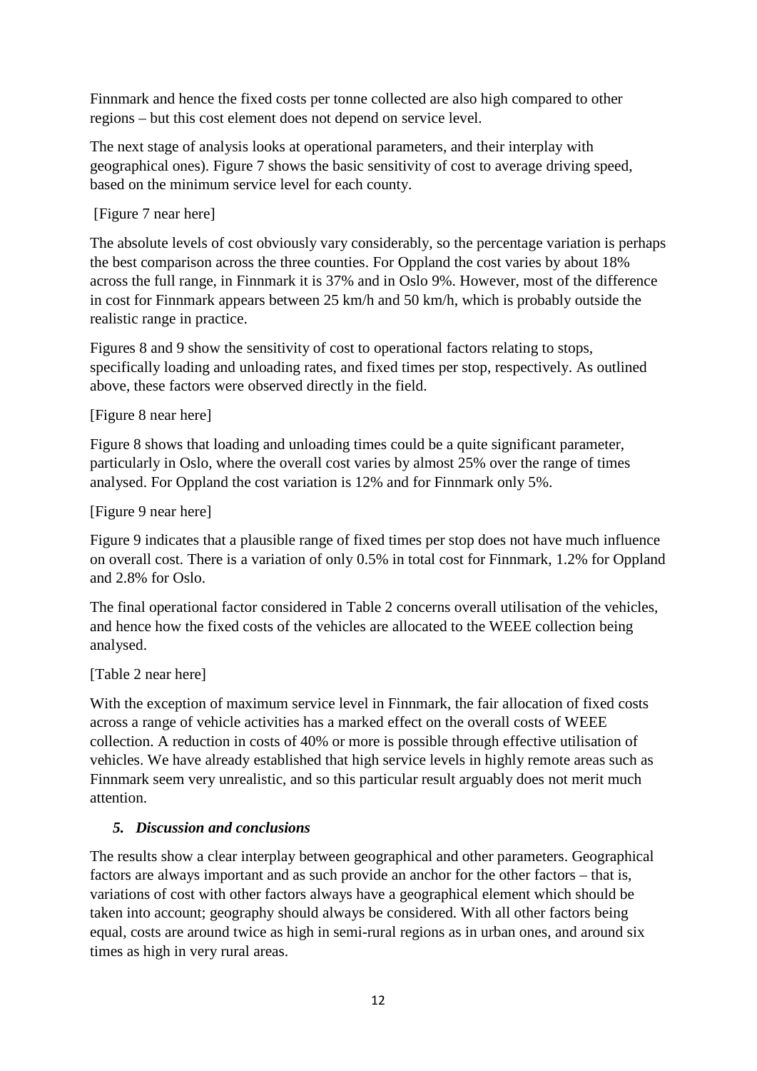Finnmark and hence the fixed costs per tonne collected are also high compared to other regions – but this cost element does not depend on service level.

The next stage of analysis looks at operational parameters, and their interplay with geographical ones). Figure 7 shows the basic sensitivity of cost to average driving speed, based on the minimum service level for each county.

[Figure 7 near here]

The absolute levels of cost obviously vary considerably, so the percentage variation is perhaps the best comparison across the three counties. For Oppland the cost varies by about 18% across the full range, in Finnmark it is 37% and in Oslo 9%. However, most of the difference in cost for Finnmark appears between 25 km/h and 50 km/h, which is probably outside the realistic range in practice.

Figures 8 and 9 show the sensitivity of cost to operational factors relating to stops, specifically loading and unloading rates, and fixed times per stop, respectively. As outlined above, these factors were observed directly in the field.

[Figure 8 near here]

Figure 8 shows that loading and unloading times could be a quite significant parameter, particularly in Oslo, where the overall cost varies by almost 25% over the range of times analysed. For Oppland the cost variation is 12% and for Finnmark only 5%.

[Figure 9 near here]

Figure 9 indicates that a plausible range of fixed times per stop does not have much influence on overall cost. There is a variation of only 0.5% in total cost for Finnmark, 1.2% for Oppland and 2.8% for Oslo.

The final operational factor considered in Table 2 concerns overall utilisation of the vehicles, and hence how the fixed costs of the vehicles are allocated to the WEEE collection being analysed.

[Table 2 near here]

With the exception of maximum service level in Finnmark, the fair allocation of fixed costs across a range of vehicle activities has a marked effect on the overall costs of WEEE collection. A reduction in costs of 40% or more is possible through effective utilisation of vehicles. We have already established that high service levels in highly remote areas such as Finnmark seem very unrealistic, and so this particular result arguably does not merit much attention.

## *5. Discussion and conclusions*

The results show a clear interplay between geographical and other parameters. Geographical factors are always important and as such provide an anchor for the other factors – that is, variations of cost with other factors always have a geographical element which should be taken into account; geography should always be considered. With all other factors being equal, costs are around twice as high in semi-rural regions as in urban ones, and around six times as high in very rural areas.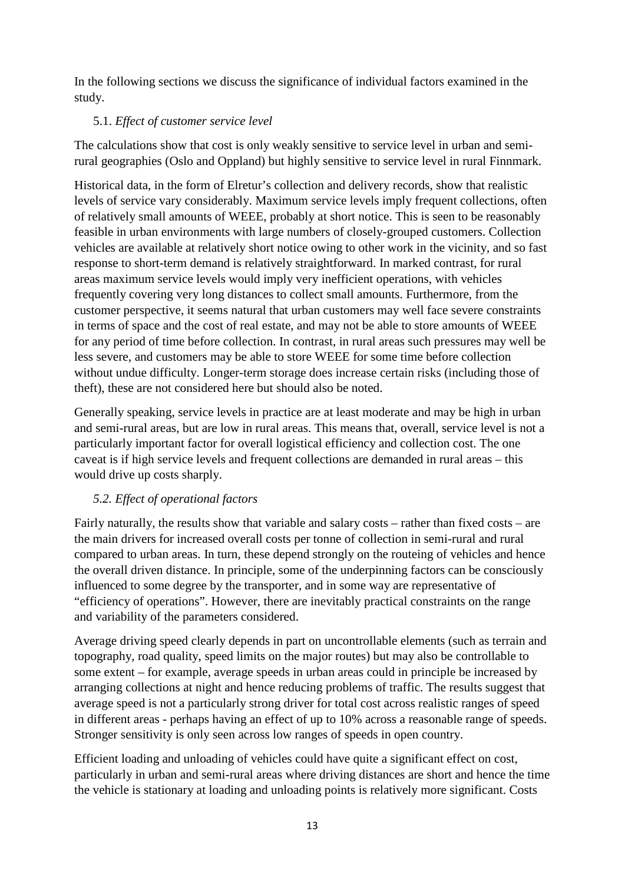In the following sections we discuss the significance of individual factors examined in the study.

### 5.1. *Effect of customer service level*

The calculations show that cost is only weakly sensitive to service level in urban and semi-rural geographies (Oslo and Oppland) but highly sensitive to service level in rural Finnmark.

Historical data, in the form of Elretur's collection and delivery records, show that realistic levels of service vary considerably. Maximum service levels imply frequent collections, often of relatively small amounts of WEEE, probably at short notice. This is seen to be reasonably feasible in urban environments with large numbers of closely-grouped customers. Collection vehicles are available at relatively short notice owing to other work in the vicinity, and so fast response to short-term demand is relatively straightforward. In marked contrast, for rural areas maximum service levels would imply very inefficient operations, with vehicles frequently covering very long distances to collect small amounts. Furthermore, from the customer perspective, it seems natural that urban customers may well face severe constraints in terms of space and the cost of real estate, and may not be able to store amounts of WEEE for any period of time before collection. In contrast, in rural areas such pressures may well be less severe, and customers may be able to store WEEE for some time before collection without undue difficulty. Longer-term storage does increase certain risks (including those of theft), these are not considered here but should also be noted.

Generally speaking, service levels in practice are at least moderate and may be high in urban and semi-rural areas, but are low in rural areas. This means that, overall, service level is not a particularly important factor for overall logistical efficiency and collection cost. The one caveat is if high service levels and frequent collections are demanded in rural areas – this would drive up costs sharply.

### *5.2. Effect of operational factors*

Fairly naturally, the results show that variable and salary costs – rather than fixed costs – are the main drivers for increased overall costs per tonne of collection in semi-rural and rural compared to urban areas. In turn, these depend strongly on the routeing of vehicles and hence the overall driven distance. In principle, some of the underpinning factors can be consciously influenced to some degree by the transporter, and in some way are representative of "efficiency of operations". However, there are inevitably practical constraints on the range and variability of the parameters considered.

Average driving speed clearly depends in part on uncontrollable elements (such as terrain and topography, road quality, speed limits on the major routes) but may also be controllable to some extent – for example, average speeds in urban areas could in principle be increased by arranging collections at night and hence reducing problems of traffic. The results suggest that average speed is not a particularly strong driver for total cost across realistic ranges of speed in different areas - perhaps having an effect of up to 10% across a reasonable range of speeds. Stronger sensitivity is only seen across low ranges of speeds in open country.

Efficient loading and unloading of vehicles could have quite a significant effect on cost, particularly in urban and semi-rural areas where driving distances are short and hence the time the vehicle is stationary at loading and unloading points is relatively more significant. Costs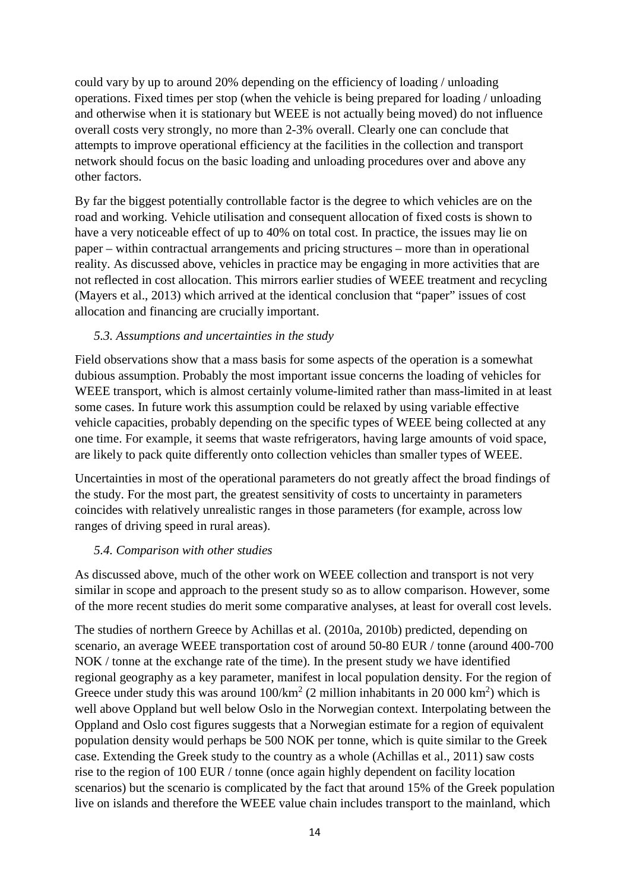could vary by up to around 20% depending on the efficiency of loading / unloading operations. Fixed times per stop (when the vehicle is being prepared for loading / unloading and otherwise when it is stationary but WEEE is not actually being moved) do not influence overall costs very strongly, no more than 2-3% overall. Clearly one can conclude that attempts to improve operational efficiency at the facilities in the collection and transport network should focus on the basic loading and unloading procedures over and above any other factors.

By far the biggest potentially controllable factor is the degree to which vehicles are on the road and working. Vehicle utilisation and consequent allocation of fixed costs is shown to have a very noticeable effect of up to 40% on total cost. In practice, the issues may lie on paper – within contractual arrangements and pricing structures – more than in operational reality. As discussed above, vehicles in practice may be engaging in more activities that are not reflected in cost allocation. This mirrors earlier studies of WEEE treatment and recycling (Mayers et al., 2013) which arrived at the identical conclusion that "paper" issues of cost allocation and financing are crucially important.

### *5.3. Assumptions and uncertainties in the study*

Field observations show that a mass basis for some aspects of the operation is a somewhat dubious assumption. Probably the most important issue concerns the loading of vehicles for WEEE transport, which is almost certainly volume-limited rather than mass-limited in at least some cases. In future work this assumption could be relaxed by using variable effective vehicle capacities, probably depending on the specific types of WEEE being collected at any one time. For example, it seems that waste refrigerators, having large amounts of void space, are likely to pack quite differently onto collection vehicles than smaller types of WEEE.

Uncertainties in most of the operational parameters do not greatly affect the broad findings of the study. For the most part, the greatest sensitivity of costs to uncertainty in parameters coincides with relatively unrealistic ranges in those parameters (for example, across low ranges of driving speed in rural areas).

### *5.4. Comparison with other studies*

As discussed above, much of the other work on WEEE collection and transport is not very similar in scope and approach to the present study so as to allow comparison. However, some of the more recent studies do merit some comparative analyses, at least for overall cost levels.

The studies of northern Greece by Achillas et al. (2010a, 2010b) predicted, depending on scenario, an average WEEE transportation cost of around 50-80 EUR / tonne (around 400-700 NOK / tonne at the exchange rate of the time). In the present study we have identified regional geography as a key parameter, manifest in local population density. For the region of Greece under study this was around 100/km$^2$ (2 million inhabitants in 20 000 km$^2$) which is well above Oppland but well below Oslo in the Norwegian context. Interpolating between the Oppland and Oslo cost figures suggests that a Norwegian estimate for a region of equivalent population density would perhaps be 500 NOK per tonne, which is quite similar to the Greek case. Extending the Greek study to the country as a whole (Achillas et al., 2011) saw costs rise to the region of 100 EUR / tonne (once again highly dependent on facility location scenarios) but the scenario is complicated by the fact that around 15% of the Greek population live on islands and therefore the WEEE value chain includes transport to the mainland, which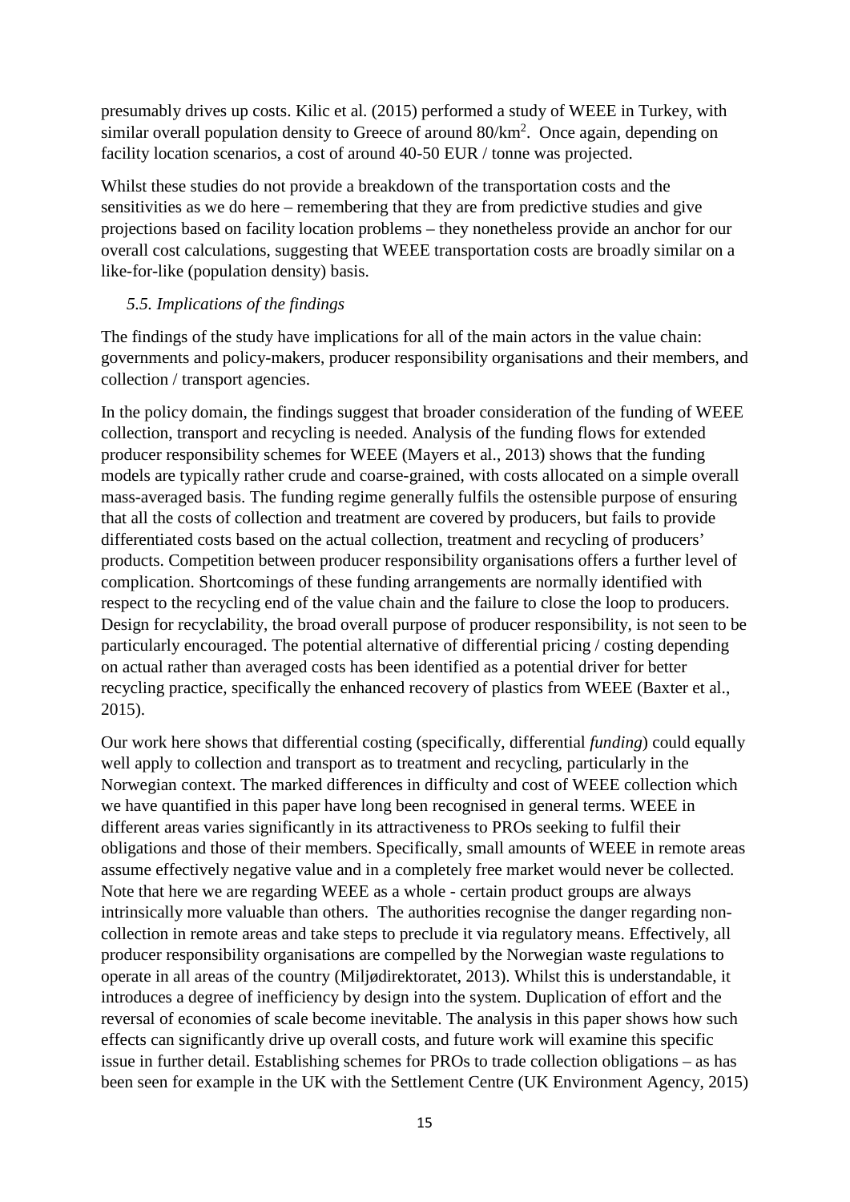presumably drives up costs. Kilic et al. (2015) performed a study of WEEE in Turkey, with similar overall population density to Greece of around 80/km$^2$. Once again, depending on facility location scenarios, a cost of around 40-50 EUR / tonne was projected.

Whilst these studies do not provide a breakdown of the transportation costs and the sensitivities as we do here – remembering that they are from predictive studies and give projections based on facility location problems – they nonetheless provide an anchor for our overall cost calculations, suggesting that WEEE transportation costs are broadly similar on a like-for-like (population density) basis.

### *5.5. Implications of the findings*

The findings of the study have implications for all of the main actors in the value chain: governments and policy-makers, producer responsibility organisations and their members, and collection / transport agencies.

In the policy domain, the findings suggest that broader consideration of the funding of WEEE collection, transport and recycling is needed. Analysis of the funding flows for extended producer responsibility schemes for WEEE (Mayers et al., 2013) shows that the funding models are typically rather crude and coarse-grained, with costs allocated on a simple overall mass-averaged basis. The funding regime generally fulfils the ostensible purpose of ensuring that all the costs of collection and treatment are covered by producers, but fails to provide differentiated costs based on the actual collection, treatment and recycling of producers' products. Competition between producer responsibility organisations offers a further level of complication. Shortcomings of these funding arrangements are normally identified with respect to the recycling end of the value chain and the failure to close the loop to producers. Design for recyclability, the broad overall purpose of producer responsibility, is not seen to be particularly encouraged. The potential alternative of differential pricing / costing depending on actual rather than averaged costs has been identified as a potential driver for better recycling practice, specifically the enhanced recovery of plastics from WEEE (Baxter et al., 2015).

Our work here shows that differential costing (specifically, differential *funding*) could equally well apply to collection and transport as to treatment and recycling, particularly in the Norwegian context. The marked differences in difficulty and cost of WEEE collection which we have quantified in this paper have long been recognised in general terms. WEEE in different areas varies significantly in its attractiveness to PROs seeking to fulfil their obligations and those of their members. Specifically, small amounts of WEEE in remote areas assume effectively negative value and in a completely free market would never be collected. Note that here we are regarding WEEE as a whole - certain product groups are always intrinsically more valuable than others. The authorities recognise the danger regarding non-collection in remote areas and take steps to preclude it via regulatory means. Effectively, all producer responsibility organisations are compelled by the Norwegian waste regulations to operate in all areas of the country (Miljødirektoratet, 2013). Whilst this is understandable, it introduces a degree of inefficiency by design into the system. Duplication of effort and the reversal of economies of scale become inevitable. The analysis in this paper shows how such effects can significantly drive up overall costs, and future work will examine this specific issue in further detail. Establishing schemes for PROs to trade collection obligations – as has been seen for example in the UK with the Settlement Centre (UK Environment Agency, 2015)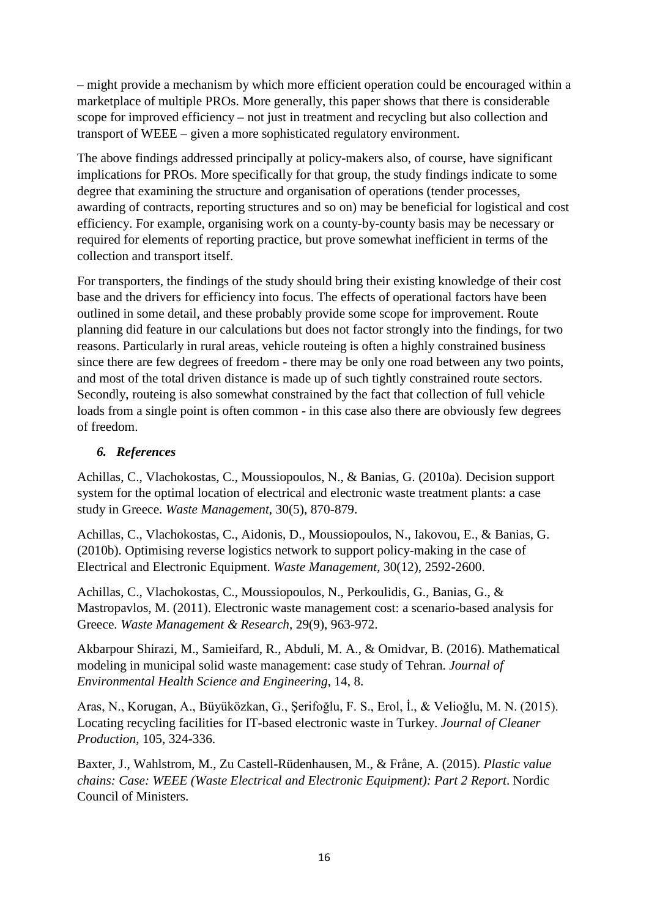– might provide a mechanism by which more efficient operation could be encouraged within a marketplace of multiple PROs. More generally, this paper shows that there is considerable scope for improved efficiency – not just in treatment and recycling but also collection and transport of WEEE – given a more sophisticated regulatory environment.

The above findings addressed principally at policy-makers also, of course, have significant implications for PROs. More specifically for that group, the study findings indicate to some degree that examining the structure and organisation of operations (tender processes, awarding of contracts, reporting structures and so on) may be beneficial for logistical and cost efficiency. For example, organising work on a county-by-county basis may be necessary or required for elements of reporting practice, but prove somewhat inefficient in terms of the collection and transport itself.

For transporters, the findings of the study should bring their existing knowledge of their cost base and the drivers for efficiency into focus. The effects of operational factors have been outlined in some detail, and these probably provide some scope for improvement. Route planning did feature in our calculations but does not factor strongly into the findings, for two reasons. Particularly in rural areas, vehicle routeing is often a highly constrained business since there are few degrees of freedom - there may be only one road between any two points, and most of the total driven distance is made up of such tightly constrained route sectors. Secondly, routeing is also somewhat constrained by the fact that collection of full vehicle loads from a single point is often common - in this case also there are obviously few degrees of freedom.

## *6. References*

Achillas, C., Vlachokostas, C., Moussiopoulos, N., & Banias, G. (2010a). Decision support system for the optimal location of electrical and electronic waste treatment plants: a case study in Greece. *Waste Management*, 30(5), 870-879.

Achillas, C., Vlachokostas, C., Aidonis, D., Moussiopoulos, N., Iakovou, E., & Banias, G. (2010b). Optimising reverse logistics network to support policy-making in the case of Electrical and Electronic Equipment. *Waste Management*, 30(12), 2592-2600.

Achillas, C., Vlachokostas, C., Moussiopoulos, N., Perkoulidis, G., Banias, G., & Mastropavlos, M. (2011). Electronic waste management cost: a scenario-based analysis for Greece. *Waste Management & Research*, 29(9), 963-972.

Akbarpour Shirazi, M., Samieifard, R., Abduli, M. A., & Omidvar, B. (2016). Mathematical modeling in municipal solid waste management: case study of Tehran. *Journal of Environmental Health Science and Engineering*, 14, 8.

Aras, N., Korugan, A., Büyüközkan, G., Şerifoğlu, F. S., Erol, İ., & Velioğlu, M. N. (2015). Locating recycling facilities for IT-based electronic waste in Turkey. *Journal of Cleaner Production*, 105, 324-336.

Baxter, J., Wahlstrom, M., Zu Castell-Rüdenhausen, M., & Fråne, A. (2015). *Plastic value chains: Case: WEEE (Waste Electrical and Electronic Equipment): Part 2 Report*. Nordic Council of Ministers.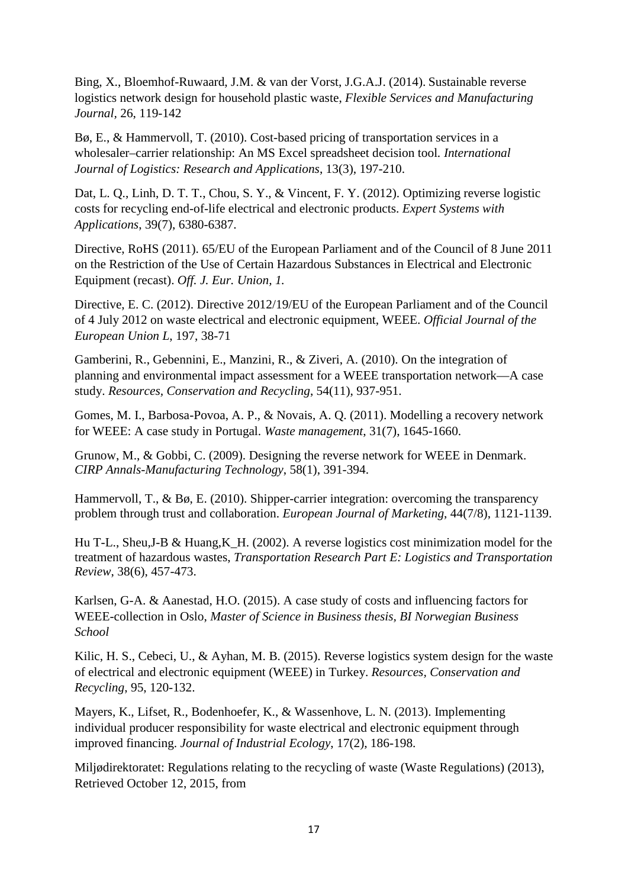Bing, X., Bloemhof-Ruwaard, J.M. & van der Vorst, J.G.A.J. (2014). Sustainable reverse logistics network design for household plastic waste, *Flexible Services and Manufacturing Journal,* 26, 119-142

Bø, E., & Hammervoll, T. (2010). Cost-based pricing of transportation services in a wholesaler–carrier relationship: An MS Excel spreadsheet decision tool. *International Journal of Logistics: Research and Applications*, 13(3), 197-210.

Dat, L. Q., Linh, D. T. T., Chou, S. Y., & Vincent, F. Y. (2012). Optimizing reverse logistic costs for recycling end-of-life electrical and electronic products. *Expert Systems with Applications*, 39(7), 6380-6387.

Directive, RoHS (2011). 65/EU of the European Parliament and of the Council of 8 June 2011 on the Restriction of the Use of Certain Hazardous Substances in Electrical and Electronic Equipment (recast). *Off. J. Eur. Union, 1.*

Directive, E. C. (2012). Directive 2012/19/EU of the European Parliament and of the Council of 4 July 2012 on waste electrical and electronic equipment, WEEE. *Official Journal of the European Union L,* 197, 38-71

Gamberini, R., Gebennini, E., Manzini, R., & Ziveri, A. (2010). On the integration of planning and environmental impact assessment for a WEEE transportation network—A case study. *Resources, Conservation and Recycling*, 54(11), 937-951.

Gomes, M. I., Barbosa-Povoa, A. P., & Novais, A. Q. (2011). Modelling a recovery network for WEEE: A case study in Portugal. *Waste management*, 31(7), 1645-1660.

Grunow, M., & Gobbi, C. (2009). Designing the reverse network for WEEE in Denmark. *CIRP Annals-Manufacturing Technology*, 58(1), 391-394.

Hammervoll, T., & Bø, E. (2010). Shipper-carrier integration: overcoming the transparency problem through trust and collaboration. *European Journal of Marketing*, 44(7/8), 1121-1139.

Hu T-L., Sheu,J-B & Huang,K_H. (2002). A reverse logistics cost minimization model for the treatment of hazardous wastes, *Transportation Research Part E: Logistics and Transportation Review*, 38(6), 457-473.

Karlsen, G-A. & Aanestad, H.O. (2015). A case study of costs and influencing factors for WEEE-collection in Oslo, *Master of Science in Business thesis, BI Norwegian Business School*

Kilic, H. S., Cebeci, U., & Ayhan, M. B. (2015). Reverse logistics system design for the waste of electrical and electronic equipment (WEEE) in Turkey. *Resources, Conservation and Recycling*, 95, 120-132.

Mayers, K., Lifset, R., Bodenhoefer, K., & Wassenhove, L. N. (2013). Implementing individual producer responsibility for waste electrical and electronic equipment through improved financing. *Journal of Industrial Ecology*, 17(2), 186-198.

Miljødirektoratet: Regulations relating to the recycling of waste (Waste Regulations) (2013), Retrieved October 12, 2015, from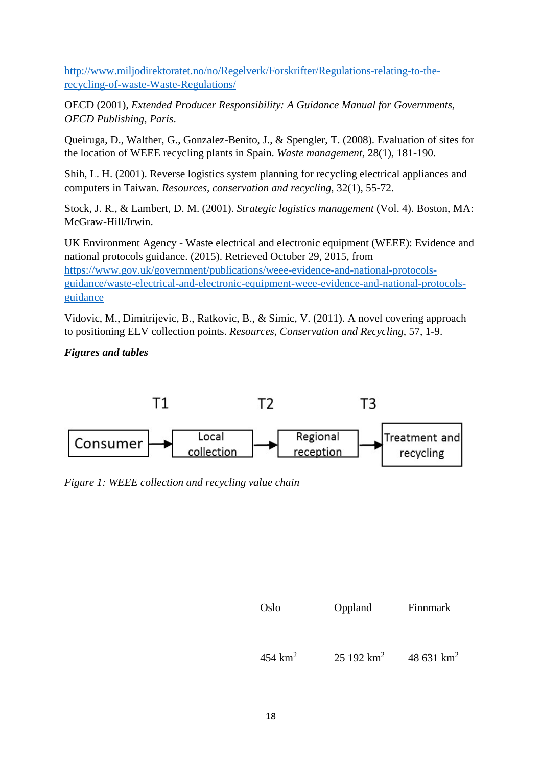http://www.miljodirektoratet.no/no/Regelverk/Forskrifter/Regulations-relating-to-the-recycling-of-waste-Waste-Regulations/

OECD (2001), *Extended Producer Responsibility: A Guidance Manual for Governments, OECD Publishing, Paris*.

Queiruga, D., Walther, G., Gonzalez-Benito, J., & Spengler, T. (2008). Evaluation of sites for the location of WEEE recycling plants in Spain. *Waste management*, 28(1), 181-190.

Shih, L. H. (2001). Reverse logistics system planning for recycling electrical appliances and computers in Taiwan. *Resources, conservation and recycling*, 32(1), 55-72.

Stock, J. R., & Lambert, D. M. (2001). *Strategic logistics management* (Vol. 4). Boston, MA: McGraw-Hill/Irwin.

UK Environment Agency - Waste electrical and electronic equipment (WEEE): Evidence and national protocols guidance. (2015). Retrieved October 29, 2015, from https://www.gov.uk/government/publications/weee-evidence-and-national-protocols-guidance/waste-electrical-and-electronic-equipment-weee-evidence-and-national-protocols-guidance

Vidovic, M., Dimitrijevic, B., Ratkovic, B., & Simic, V. (2011). A novel covering approach to positioning ELV collection points. *Resources, Conservation and Recycling*, 57, 1-9.

***Figures and tables***

T1 T2 T3

Consumer → Local collection → Regional reception → Treatment and recycling

*Figure 1: WEEE collection and recycling value chain*

| Oslo | Oppland | Finnmark |
|---|---|---|
| 454 $km^2$ | 25 192 $km^2$ | 48 631 $km^2$ |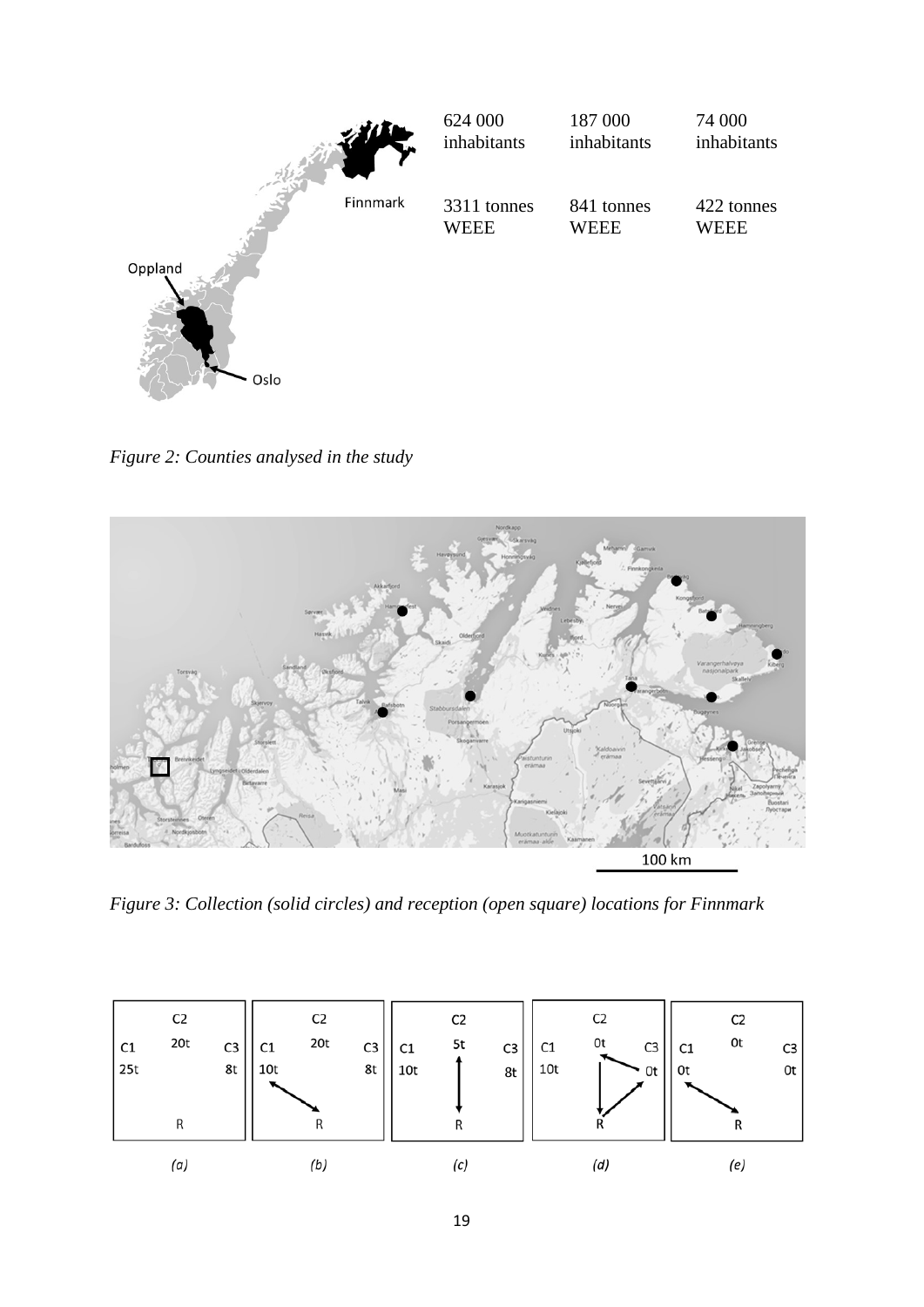| 624 000 inhabitants | 187 000 inhabitants | 74 000 inhabitants |
|---|---|---|
| 3311 tonnes WEEE | 841 tonnes WEEE | 422 tonnes WEEE |

*Figure 2: Counties analysed in the study*

*Figure 3: Collection (solid circles) and reception (open square) locations for Finnmark*

| (a) | (b) | (c) | (d) | (e) |
|---|---|---|---|---|
| C1 25t, C2 20t, C3 8t, R | C1 10t, C2 20t, C3 8t, R | C1 10t, C2 5t, C3 8t, R | C1 10t, C2 0t, C3 0t, R | C1 0t, C2 0t, C3 0t, R |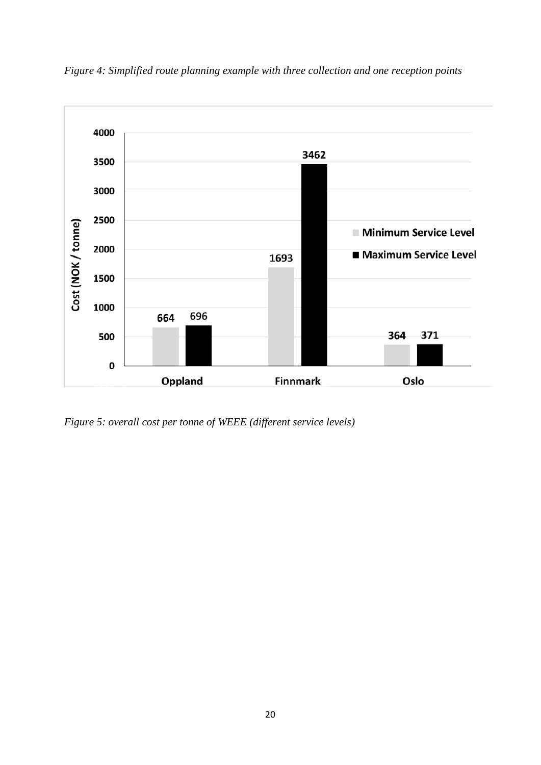*Figure 4: Simplified route planning example with three collection and one reception points*

| | Minimum Service Level | Maximum Service Level |
|---|---|---|
| Oppland | 664 | 696 |
| Finnmark | 1693 | 3462 |
| Oslo | 364 | 371 |

Cost (NOK / tonne)

*Figure 5: overall cost per tonne of WEEE (different service levels)*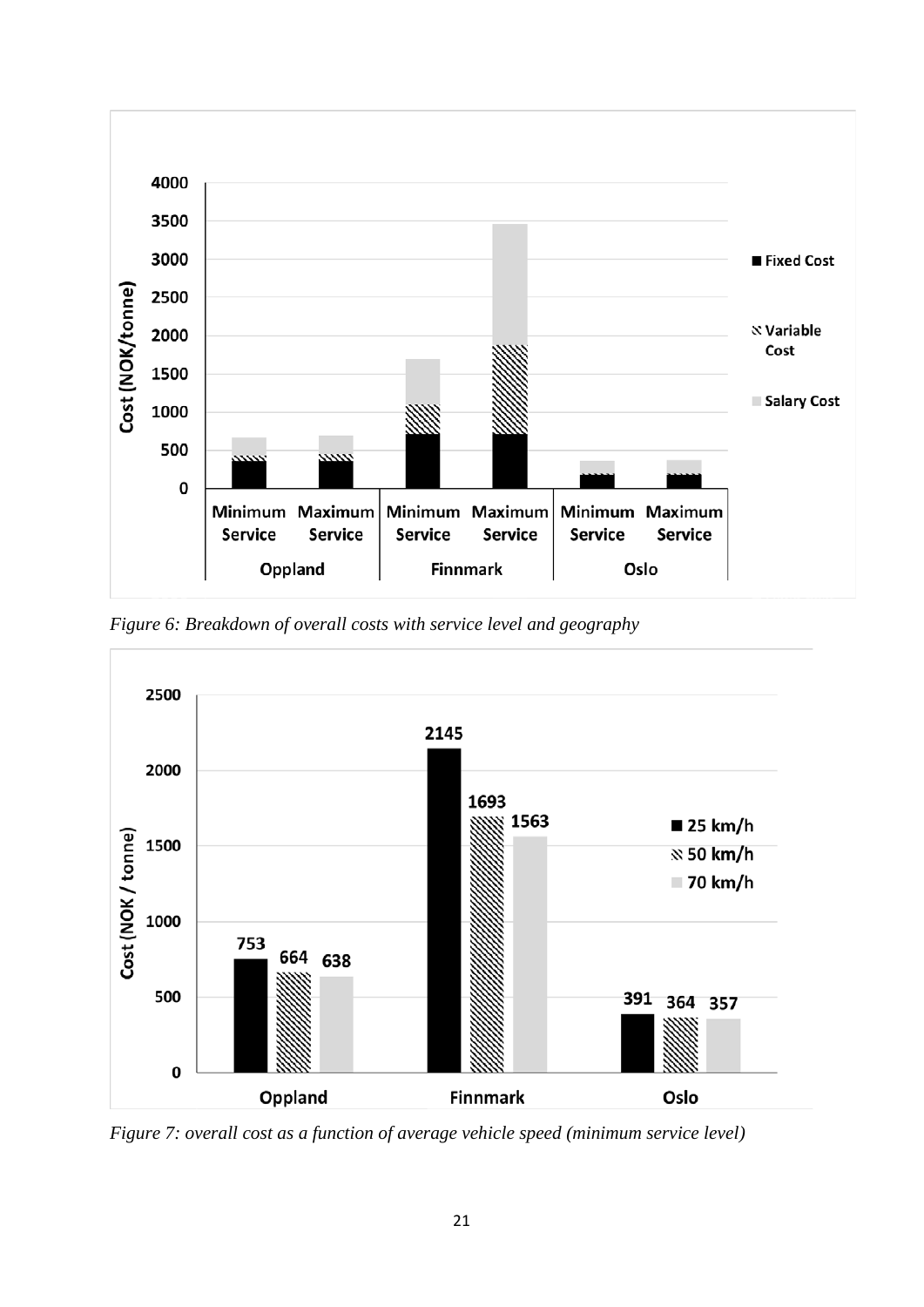*Figure 6: Breakdown of overall costs with service level and geography*

*Figure 7: overall cost as a function of average vehicle speed (minimum service level)*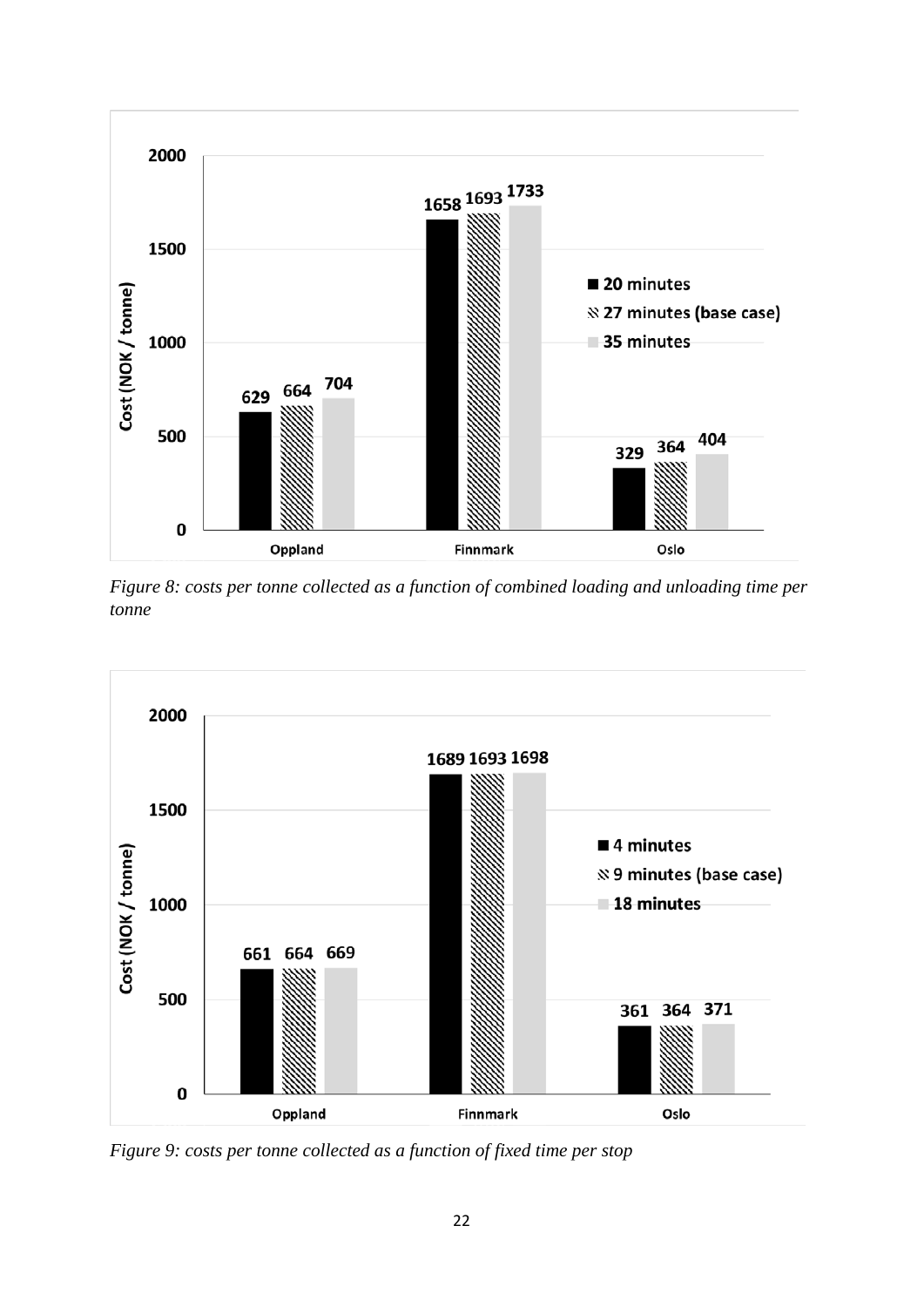*Figure 8: costs per tonne collected as a function of combined loading and unloading time per tonne*

*Figure 9: costs per tonne collected as a function of fixed time per stop*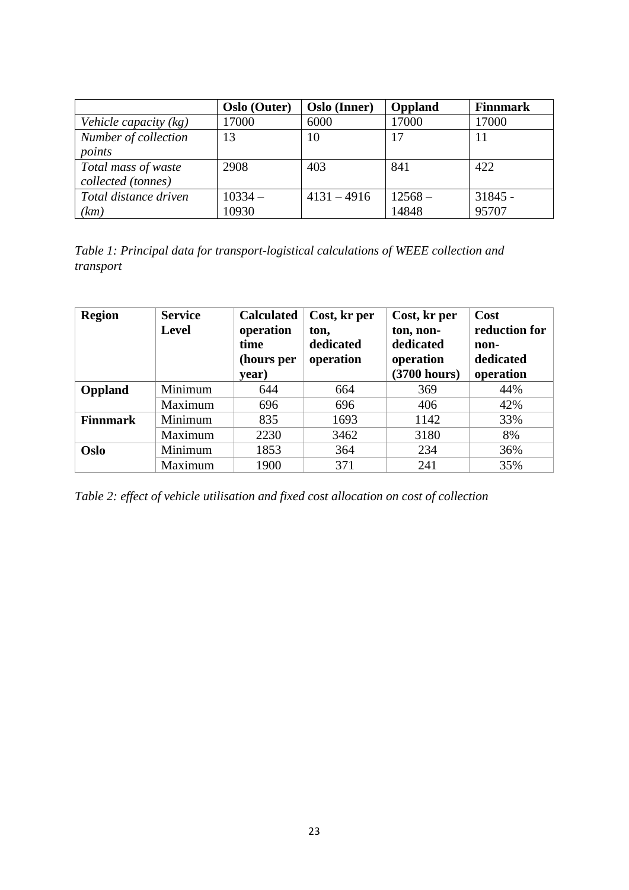| | Oslo (Outer) | Oslo (Inner) | Oppland | Finnmark |
|---|---|---|---|---|
| *Vehicle capacity (kg)* | 17000 | 6000 | 17000 | 17000 |
| *Number of collection points* | 13 | 10 | 17 | 11 |
| *Total mass of waste collected (tonnes)* | 2908 | 403 | 841 | 422 |
| *Total distance driven (km)* | 10334 – 10930 | 4131 – 4916 | 12568 – 14848 | 31845 - 95707 |

*Table 1: Principal data for transport-logistical calculations of WEEE collection and transport*

| Region | Service Level | Calculated operation time (hours per year) | Cost, kr per ton, dedicated operation | Cost, kr per ton, non-dedicated operation (3700 hours) | Cost reduction for non-dedicated operation |
|---|---|---|---|---|---|
| **Oppland** | Minimum | 644 | 664 | 369 | 44% |
| | Maximum | 696 | 696 | 406 | 42% |
| **Finnmark** | Minimum | 835 | 1693 | 1142 | 33% |
| | Maximum | 2230 | 3462 | 3180 | 8% |
| **Oslo** | Minimum | 1853 | 364 | 234 | 36% |
| | Maximum | 1900 | 371 | 241 | 35% |

*Table 2: effect of vehicle utilisation and fixed cost allocation on cost of collection*